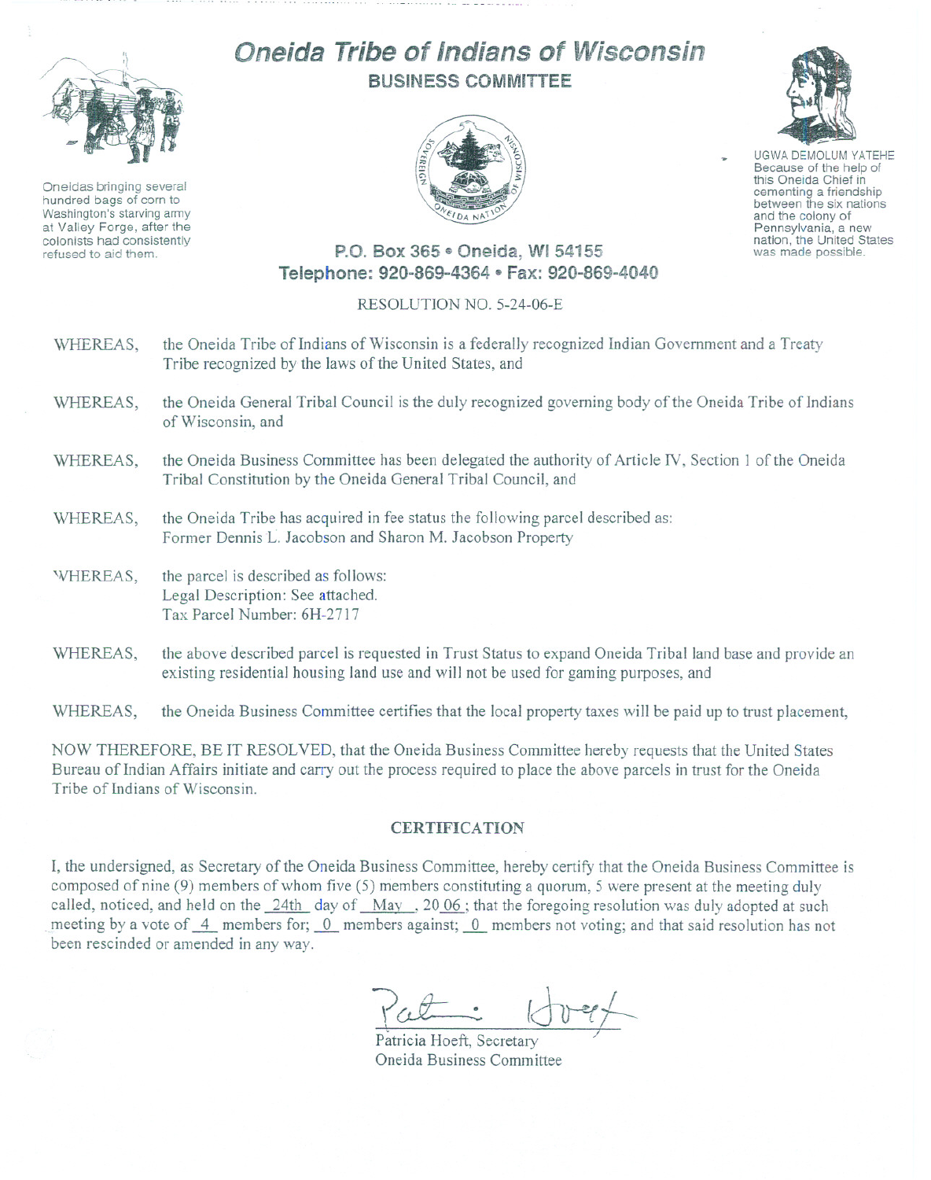# Oneida Tribe of Indians of Wisconsin

## BUSINESS COMMITTEE

Oneidas bringing several hundred bags of corn to Washington's starving army at Valley Forge, after the colonists had consistently refused to aid them.

UGWA DEMOLUM YATEHE
Because of the help of this Oneida Chief in cementing a friendship between the six nations and the colony of Pennsylvania, a new nation, the United States was made possible.

**P.O. Box 365 • Oneida, WI 54155**
**Telephone: 920-869-4364 • Fax: 920-869-4040**

RESOLUTION NO. 5-24-06-E

WHEREAS, the Oneida Tribe of Indians of Wisconsin is a federally recognized Indian Government and a Treaty Tribe recognized by the laws of the United States, and

WHEREAS, the Oneida General Tribal Council is the duly recognized governing body of the Oneida Tribe of Indians of Wisconsin, and

WHEREAS, the Oneida Business Committee has been delegated the authority of Article IV, Section 1 of the Oneida Tribal Constitution by the Oneida General Tribal Council, and

WHEREAS, the Oneida Tribe has acquired in fee status the following parcel described as:
Former Dennis L. Jacobson and Sharon M. Jacobson Property

WHEREAS, the parcel is described as follows:
Legal Description: See attached.
Tax Parcel Number: 6H-2717

WHEREAS, the above described parcel is requested in Trust Status to expand Oneida Tribal land base and provide an existing residential housing land use and will not be used for gaming purposes, and

WHEREAS, the Oneida Business Committee certifies that the local property taxes will be paid up to trust placement,

NOW THEREFORE, BE IT RESOLVED, that the Oneida Business Committee hereby requests that the United States Bureau of Indian Affairs initiate and carry out the process required to place the above parcels in trust for the Oneida Tribe of Indians of Wisconsin.

## CERTIFICATION

I, the undersigned, as Secretary of the Oneida Business Committee, hereby certify that the Oneida Business Committee is composed of nine (9) members of whom five (5) members constituting a quorum, 5 were present at the meeting duly called, noticed, and held on the 24th day of May, 2006; that the foregoing resolution was duly adopted at such meeting by a vote of 4 members for; 0 members against; 0 members not voting; and that said resolution has not been rescinded or amended in any way.

Patricia Hoeft, Secretary
Oneida Business Committee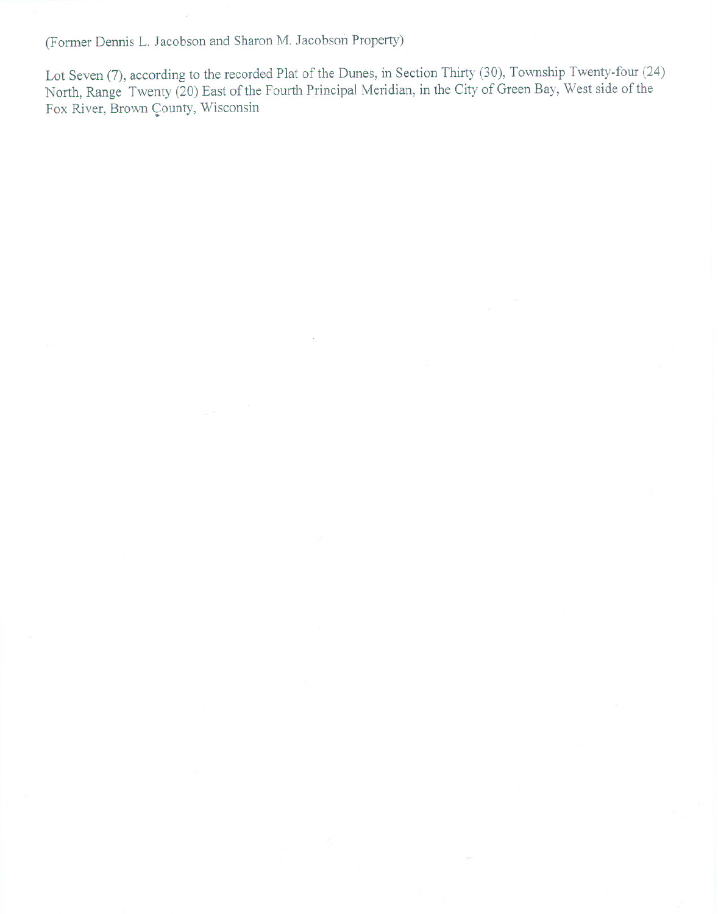(Former Dennis L. Jacobson and Sharon M. Jacobson Property)

Lot Seven (7), according to the recorded Plat of the Dunes, in Section Thirty (30), Township Twenty-four (24) North, Range Twenty (20) East of the Fourth Principal Meridian, in the City of Green Bay, West side of the Fox River, Brown County, Wisconsin